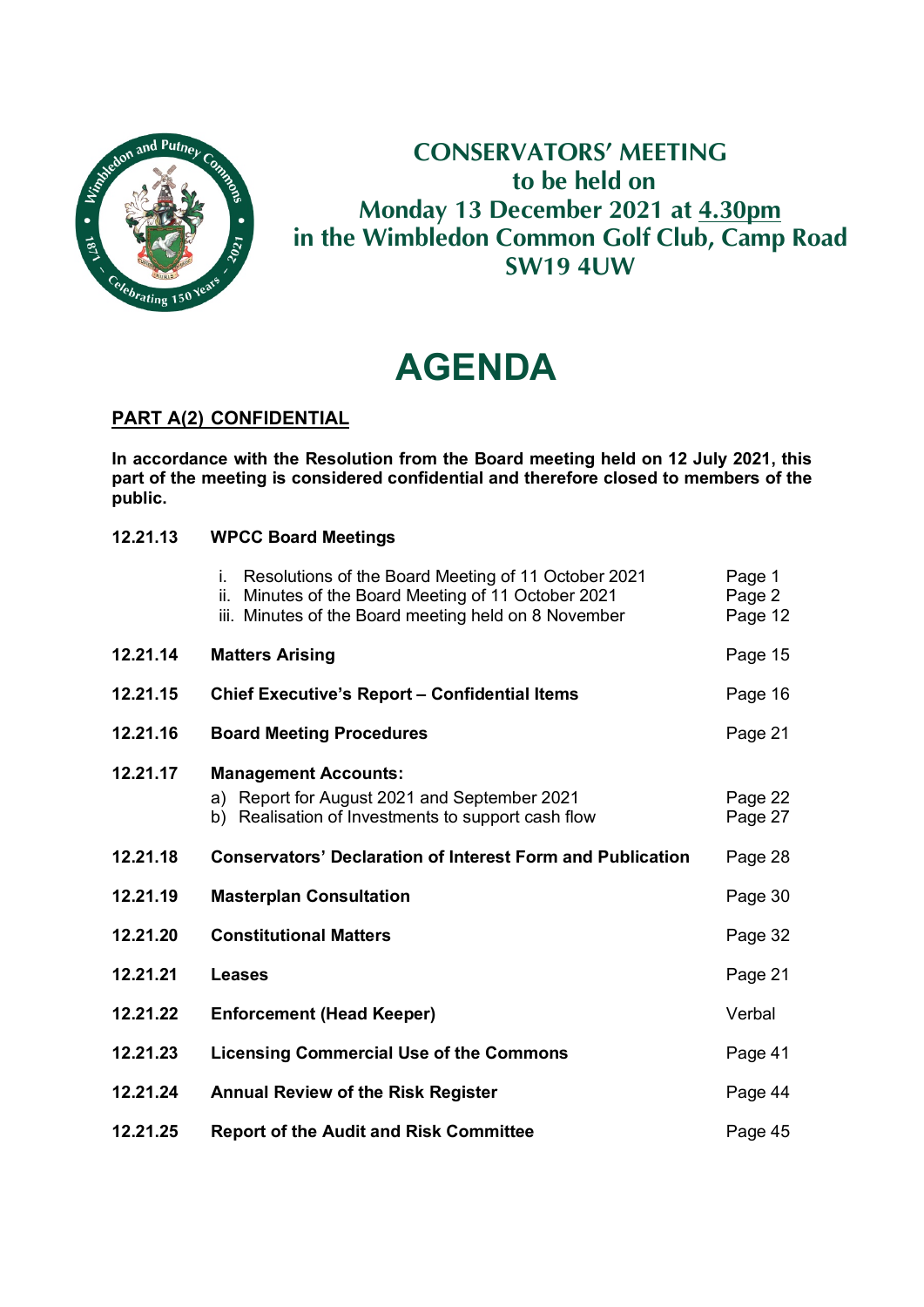# CONSERVATORS' MEETING
## to be held on
## Monday 13 December 2021 at 4.30pm
## in the Wimbledon Common Golf Club, Camp Road SW19 4UW

# AGENDA

## PART A(2) CONFIDENTIAL

**In accordance with the Resolution from the Board meeting held on 12 July 2021, this part of the meeting is considered confidential and therefore closed to members of the public.**

| | | |
|---|---|---|
| **12.21.13** | **WPCC Board Meetings** | |
| | i. Resolutions of the Board Meeting of 11 October 2021 | Page 1 |
| | ii. Minutes of the Board Meeting of 11 October 2021 | Page 2 |
| | iii. Minutes of the Board meeting held on 8 November | Page 12 |
| **12.21.14** | **Matters Arising** | Page 15 |
| **12.21.15** | **Chief Executive's Report – Confidential Items** | Page 16 |
| **12.21.16** | **Board Meeting Procedures** | Page 21 |
| **12.21.17** | **Management Accounts:** | |
| | a) Report for August 2021 and September 2021 | Page 22 |
| | b) Realisation of Investments to support cash flow | Page 27 |
| **12.21.18** | **Conservators' Declaration of Interest Form and Publication** | Page 28 |
| **12.21.19** | **Masterplan Consultation** | Page 30 |
| **12.21.20** | **Constitutional Matters** | Page 32 |
| **12.21.21** | **Leases** | Page 21 |
| **12.21.22** | **Enforcement (Head Keeper)** | Verbal |
| **12.21.23** | **Licensing Commercial Use of the Commons** | Page 41 |
| **12.21.24** | **Annual Review of the Risk Register** | Page 44 |
| **12.21.25** | **Report of the Audit and Risk Committee** | Page 45 |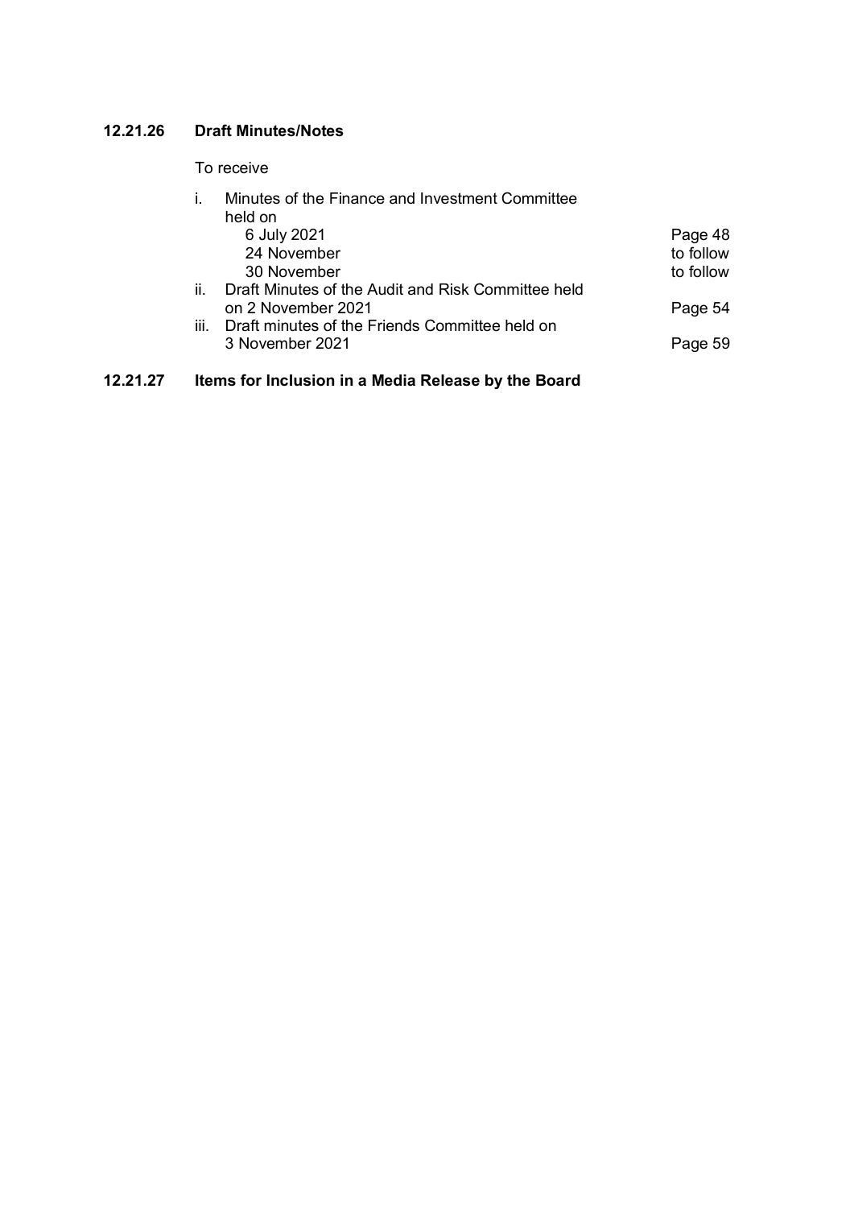**12.21.26 Draft Minutes/Notes**

To receive

i. Minutes of the Finance and Investment Committee held on

| | |
|---|---|
| 6 July 2021 | Page 48 |
| 24 November | to follow |
| 30 November | to follow |

ii. Draft Minutes of the Audit and Risk Committee held on 2 November 2021 — Page 54

iii. Draft minutes of the Friends Committee held on 3 November 2021 — Page 59

**12.21.27 Items for Inclusion in a Media Release by the Board**